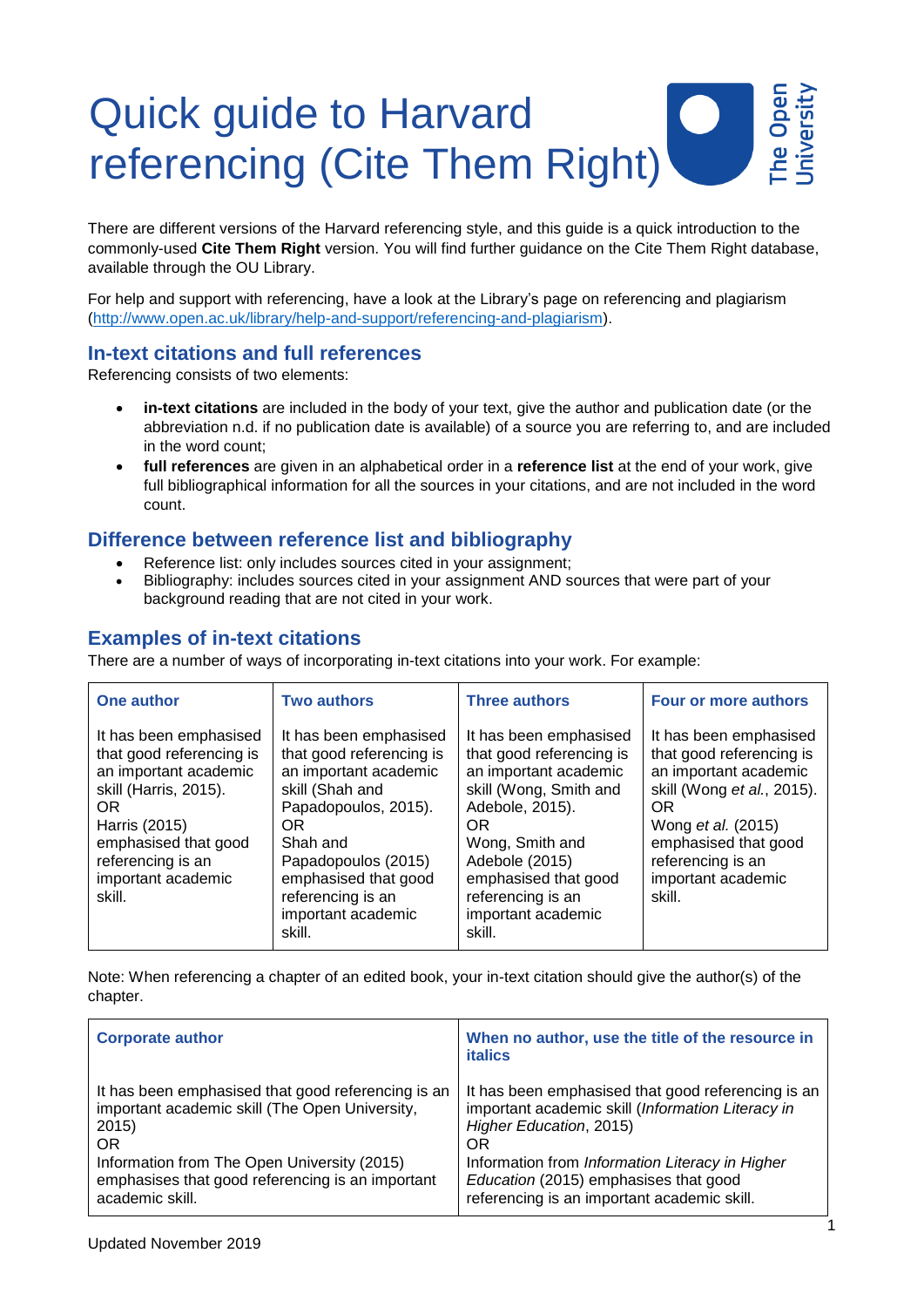# Quick guide to Harvard referencing (Cite Them Right)

There are different versions of the Harvard referencing style, and this guide is a quick introduction to the commonly-used **Cite Them Right** version. You will find further guidance on the Cite Them Right database, available through the OU Library.

For help and support with referencing, have a look at the Library's page on referencing and plagiarism (http://www.open.ac.uk/library/help-and-support/referencing-and-plagiarism).

## In-text citations and full references

Referencing consists of two elements:

- **in-text citations** are included in the body of your text, give the author and publication date (or the abbreviation n.d. if no publication date is available) of a source you are referring to, and are included in the word count;
- **full references** are given in an alphabetical order in a **reference list** at the end of your work, give full bibliographical information for all the sources in your citations, and are not included in the word count.

## Difference between reference list and bibliography

- Reference list: only includes sources cited in your assignment;
- Bibliography: includes sources cited in your assignment AND sources that were part of your background reading that are not cited in your work.

## Examples of in-text citations

There are a number of ways of incorporating in-text citations into your work. For example:

| One author | Two authors | Three authors | Four or more authors |
|---|---|---|---|
| It has been emphasised that good referencing is an important academic skill (Harris, 2015).<br>OR<br>Harris (2015) emphasised that good referencing is an important academic skill. | It has been emphasised that good referencing is an important academic skill (Shah and Papadopoulos, 2015).<br>OR<br>Shah and Papadopoulos (2015) emphasised that good referencing is an important academic skill. | It has been emphasised that good referencing is an important academic skill (Wong, Smith and Adebole, 2015).<br>OR<br>Wong, Smith and Adebole (2015) emphasised that good referencing is an important academic skill. | It has been emphasised that good referencing is an important academic skill (Wong *et al.*, 2015).<br>OR<br>Wong *et al.* (2015) emphasised that good referencing is an important academic skill. |

Note: When referencing a chapter of an edited book, your in-text citation should give the author(s) of the chapter.

| Corporate author | When no author, use the title of the resource in *italics* |
|---|---|
| It has been emphasised that good referencing is an important academic skill (The Open University, 2015)<br>OR<br>Information from The Open University (2015) emphasises that good referencing is an important academic skill. | It has been emphasised that good referencing is an important academic skill (*Information Literacy in Higher Education*, 2015)<br>OR<br>Information from *Information Literacy in Higher Education* (2015) emphasises that good referencing is an important academic skill. |

Updated November 2019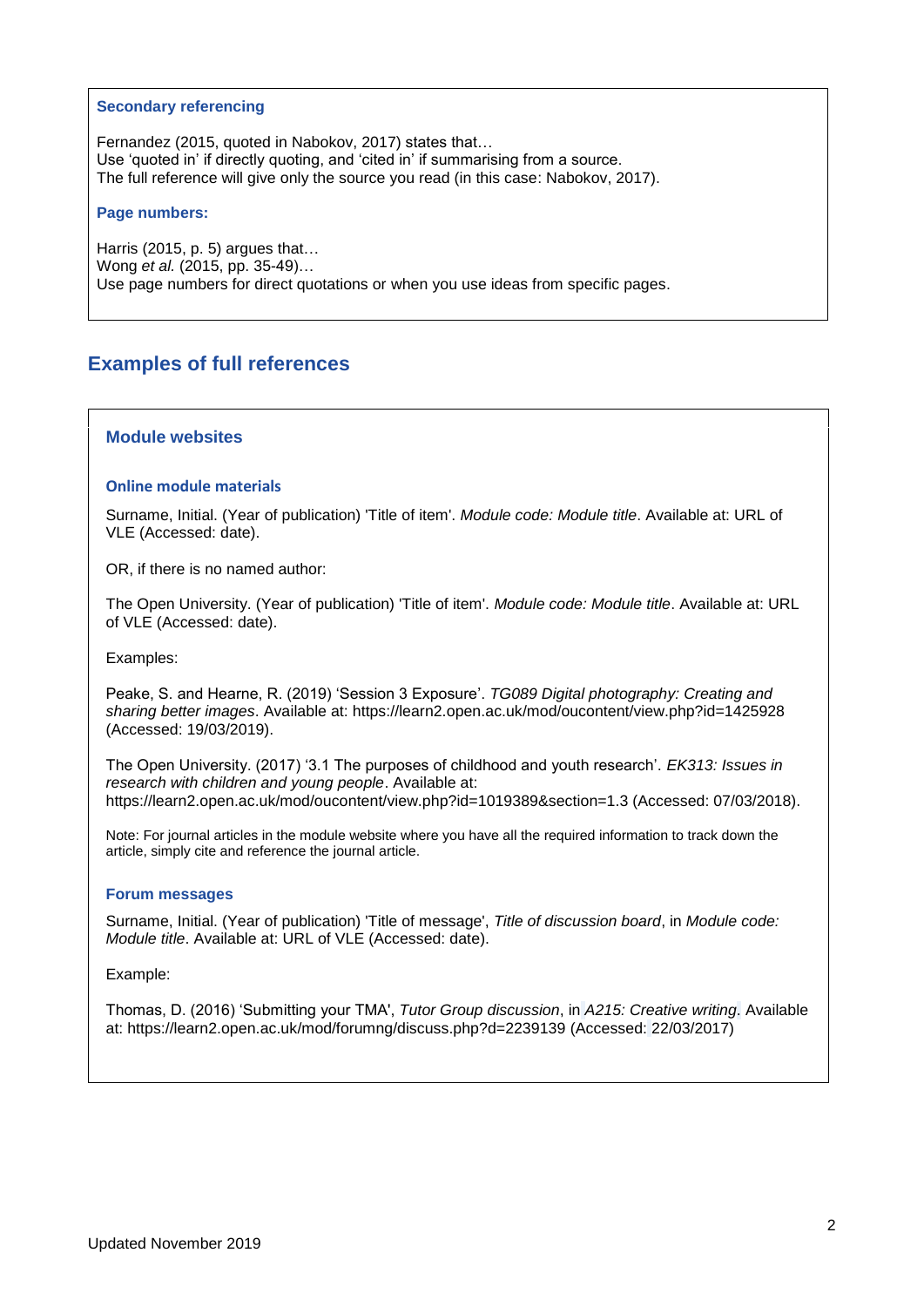### Secondary referencing

Fernandez (2015, quoted in Nabokov, 2017) states that…
Use 'quoted in' if directly quoting, and 'cited in' if summarising from a source.
The full reference will give only the source you read (in this case: Nabokov, 2017).

### Page numbers:

Harris (2015, p. 5) argues that…
Wong *et al.* (2015, pp. 35-49)…
Use page numbers for direct quotations or when you use ideas from specific pages.

## Examples of full references

### Module websites

#### Online module materials

Surname, Initial. (Year of publication) 'Title of item'. *Module code: Module title*. Available at: URL of VLE (Accessed: date).

OR, if there is no named author:

The Open University. (Year of publication) 'Title of item'. *Module code: Module title*. Available at: URL of VLE (Accessed: date).

Examples:

Peake, S. and Hearne, R. (2019) 'Session 3 Exposure'. *TG089 Digital photography: Creating and sharing better images*. Available at: https://learn2.open.ac.uk/mod/oucontent/view.php?id=1425928 (Accessed: 19/03/2019).

The Open University. (2017) '3.1 The purposes of childhood and youth research'. *EK313: Issues in research with children and young people*. Available at: https://learn2.open.ac.uk/mod/oucontent/view.php?id=1019389&section=1.3 (Accessed: 07/03/2018).

Note: For journal articles in the module website where you have all the required information to track down the article, simply cite and reference the journal article.

#### Forum messages

Surname, Initial. (Year of publication) 'Title of message', *Title of discussion board*, in *Module code: Module title*. Available at: URL of VLE (Accessed: date).

Example:

Thomas, D. (2016) 'Submitting your TMA', *Tutor Group discussion*, in *A215: Creative writing*. Available at: https://learn2.open.ac.uk/mod/forumng/discuss.php?d=2239139 (Accessed: 22/03/2017)

Updated November 2019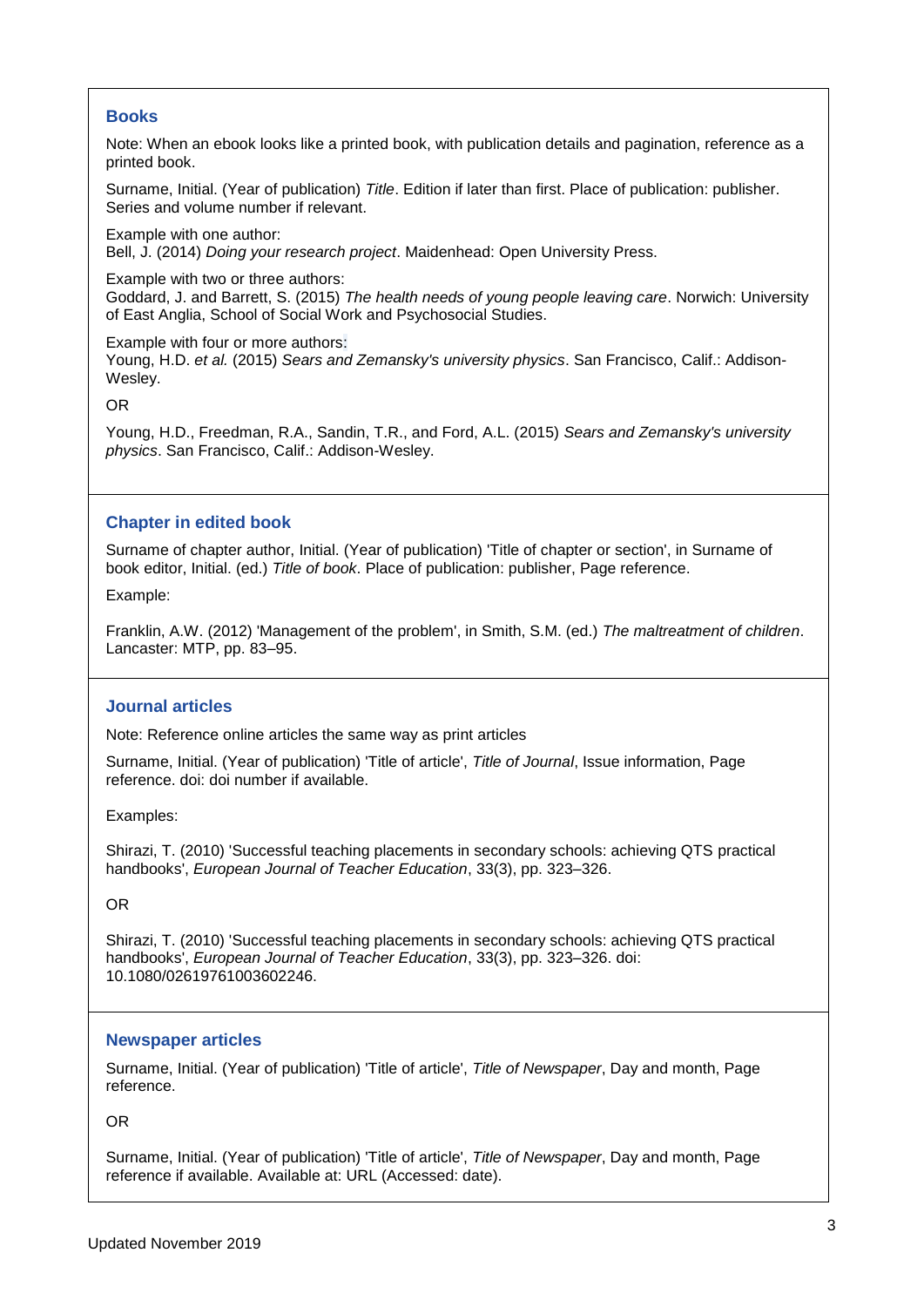## Books

Note: When an ebook looks like a printed book, with publication details and pagination, reference as a printed book.

Surname, Initial. (Year of publication) *Title*. Edition if later than first. Place of publication: publisher. Series and volume number if relevant.

Example with one author:
Bell, J. (2014) *Doing your research project*. Maidenhead: Open University Press.

Example with two or three authors:
Goddard, J. and Barrett, S. (2015) *The health needs of young people leaving care*. Norwich: University of East Anglia, School of Social Work and Psychosocial Studies.

Example with four or more authors:
Young, H.D. *et al.* (2015) *Sears and Zemansky's university physics*. San Francisco, Calif.: Addison-Wesley.

OR

Young, H.D., Freedman, R.A., Sandin, T.R., and Ford, A.L. (2015) *Sears and Zemansky's university physics*. San Francisco, Calif.: Addison-Wesley.

## Chapter in edited book

Surname of chapter author, Initial. (Year of publication) 'Title of chapter or section', in Surname of book editor, Initial. (ed.) *Title of book*. Place of publication: publisher, Page reference.

Example:

Franklin, A.W. (2012) 'Management of the problem', in Smith, S.M. (ed.) *The maltreatment of children*. Lancaster: MTP, pp. 83–95.

## Journal articles

Note: Reference online articles the same way as print articles

Surname, Initial. (Year of publication) 'Title of article', *Title of Journal*, Issue information, Page reference. doi: doi number if available.

Examples:

Shirazi, T. (2010) 'Successful teaching placements in secondary schools: achieving QTS practical handbooks', *European Journal of Teacher Education*, 33(3), pp. 323–326.

OR

Shirazi, T. (2010) 'Successful teaching placements in secondary schools: achieving QTS practical handbooks', *European Journal of Teacher Education*, 33(3), pp. 323–326. doi: 10.1080/02619761003602246.

## Newspaper articles

Surname, Initial. (Year of publication) 'Title of article', *Title of Newspaper*, Day and month, Page reference.

OR

Surname, Initial. (Year of publication) 'Title of article', *Title of Newspaper*, Day and month, Page reference if available. Available at: URL (Accessed: date).

Updated November 2019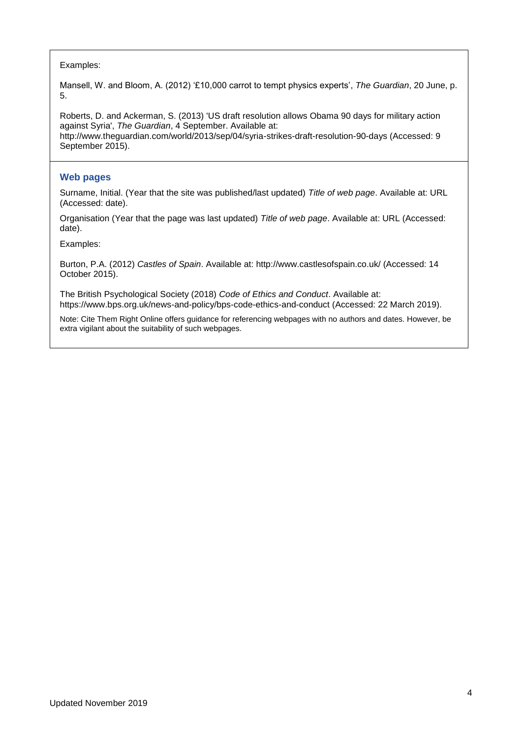Examples:

Mansell, W. and Bloom, A. (2012) '£10,000 carrot to tempt physics experts', *The Guardian*, 20 June, p. 5.

Roberts, D. and Ackerman, S. (2013) 'US draft resolution allows Obama 90 days for military action against Syria', *The Guardian*, 4 September. Available at: http://www.theguardian.com/world/2013/sep/04/syria-strikes-draft-resolution-90-days (Accessed: 9 September 2015).

## Web pages

Surname, Initial. (Year that the site was published/last updated) *Title of web page*. Available at: URL (Accessed: date).

Organisation (Year that the page was last updated) *Title of web page*. Available at: URL (Accessed: date).

Examples:

Burton, P.A. (2012) *Castles of Spain*. Available at: http://www.castlesofspain.co.uk/ (Accessed: 14 October 2015).

The British Psychological Society (2018) *Code of Ethics and Conduct*. Available at: https://www.bps.org.uk/news-and-policy/bps-code-ethics-and-conduct (Accessed: 22 March 2019).

Note: Cite Them Right Online offers guidance for referencing webpages with no authors and dates. However, be extra vigilant about the suitability of such webpages.

Updated November 2019